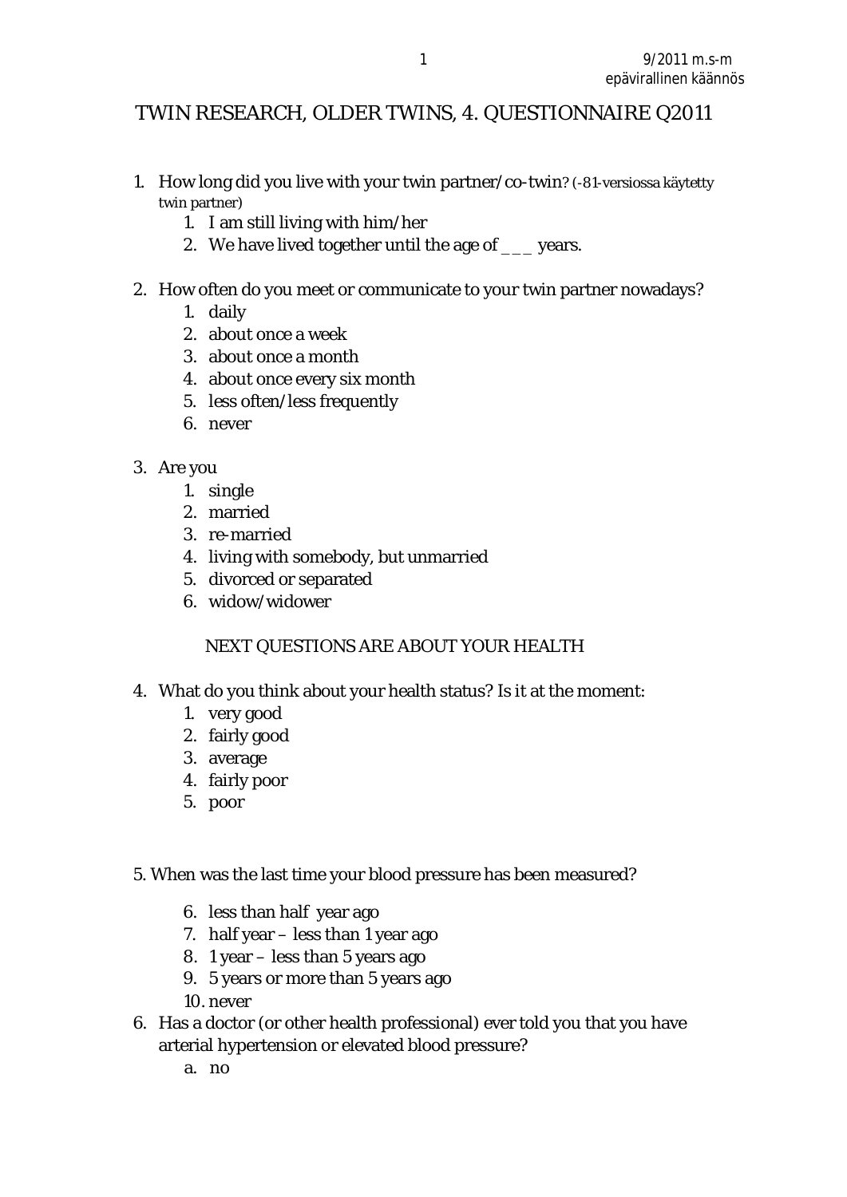9/2011 m.s-m
epävirallinen käännös

# TWIN RESEARCH, OLDER TWINS, 4. QUESTIONNAIRE Q2011

1. How long did you live with your twin partner/co-twin? (-81-versiossa käytetty twin partner)
    1. I am still living with him/her
    2. We have lived together until the age of ___ years.

2. How often do you meet or communicate to your twin partner nowadays?
    1. daily
    2. about once a week
    3. about once a month
    4. about once every six month
    5. less often/less frequently
    6. never

3. Are you
    1. single
    2. married
    3. re-married
    4. living with somebody, but unmarried
    5. divorced or separated
    6. widow/widower

NEXT QUESTIONS ARE ABOUT YOUR HEALTH

4. What do you think about your health status? Is it at the moment:
    1. very good
    2. fairly good
    3. average
    4. fairly poor
    5. poor

5. When was the last time your blood pressure has been measured?

    6. less than half year ago
    7. half year – less than 1 year ago
    8. 1 year – less than 5 years ago
    9. 5 years or more than 5 years ago
    10. never

6. Has a doctor (or other health professional) ever told you that you have arterial hypertension or elevated blood pressure?
    a. no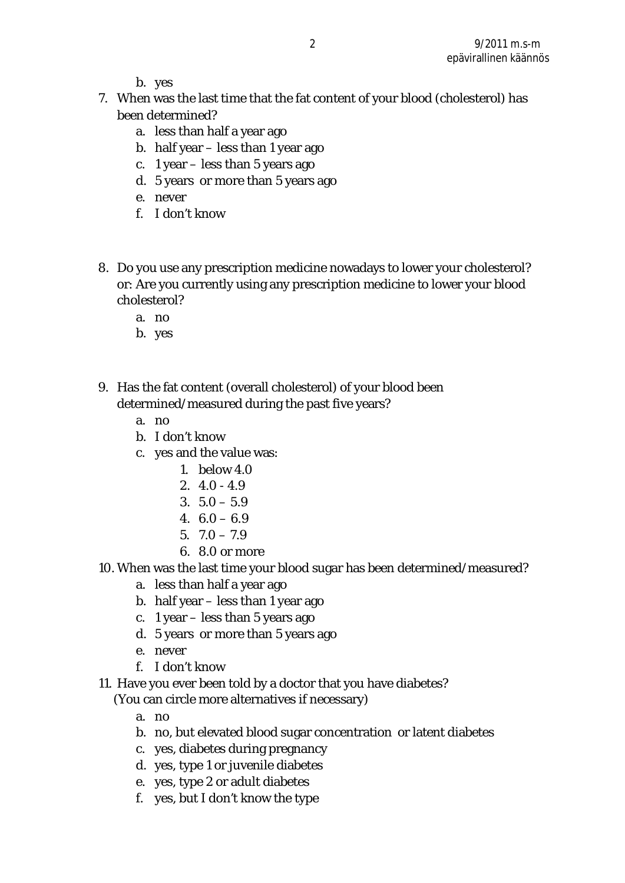b. yes

7. When was the last time that the fat content of your blood (cholesterol) has been determined?
    a. less than half a year ago
    b. half year – less than 1 year ago
    c. 1 year – less than 5 years ago
    d. 5 years or more than 5 years ago
    e. never
    f. I don't know

8. Do you use any prescription medicine nowadays to lower your cholesterol? or: Are you currently using any prescription medicine to lower your blood cholesterol?
    a. no
    b. yes

9. Has the fat content (overall cholesterol) of your blood been determined/measured during the past five years?
    a. no
    b. I don't know
    c. yes and the value was:
        1. below 4.0
        2. 4.0 - 4.9
        3. 5.0 – 5.9
        4. 6.0 – 6.9
        5. 7.0 – 7.9
        6. 8.0 or more

10. When was the last time your blood sugar has been determined/measured?
    a. less than half a year ago
    b. half year – less than 1 year ago
    c. 1 year – less than 5 years ago
    d. 5 years or more than 5 years ago
    e. never
    f. I don't know

11. Have you ever been told by a doctor that you have diabetes? (You can circle more alternatives if necessary)
    a. no
    b. no, but elevated blood sugar concentration or latent diabetes
    c. yes, diabetes during pregnancy
    d. yes, type 1 or juvenile diabetes
    e. yes, type 2 or adult diabetes
    f. yes, but I don't know the type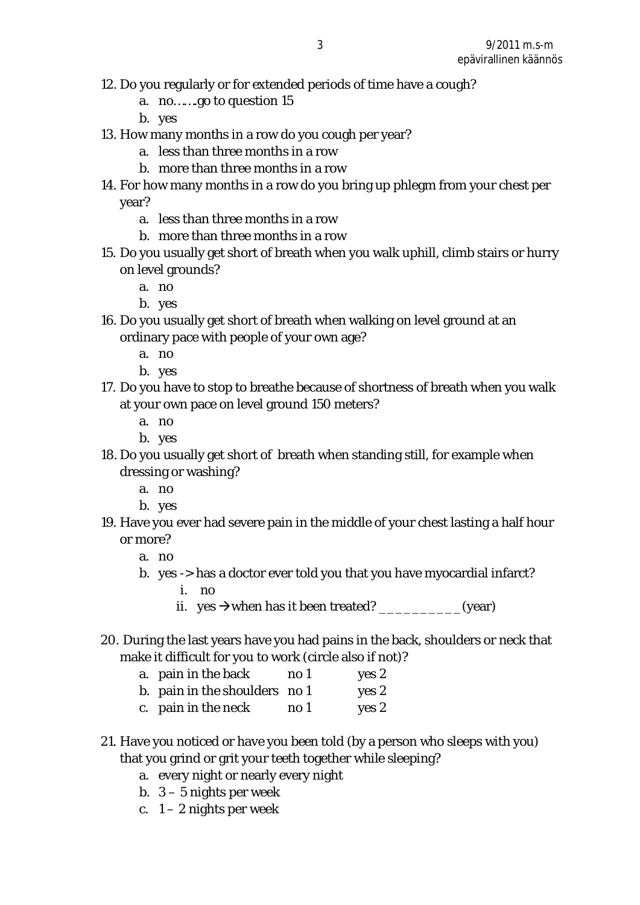12. Do you regularly or for extended periods of time have a cough?
    a. no……go to question 15
    b. yes
13. How many months in a row do you cough per year?
    a. less than three months in a row
    b. more than three months in a row
14. For how many months in a row do you bring up phlegm from your chest per year?
    a. less than three months in a row
    b. more than three months in a row
15. Do you usually get short of breath when you walk uphill, climb stairs or hurry on level grounds?
    a. no
    b. yes
16. Do you usually get short of breath when walking on level ground at an ordinary pace with people of your own age?
    a. no
    b. yes
17. Do you have to stop to breathe because of shortness of breath when you walk at your own pace on level ground 150 meters?
    a. no
    b. yes
18. Do you usually get short of breath when standing still, for example when dressing or washing?
    a. no
    b. yes
19. Have you ever had severe pain in the middle of your chest lasting a half hour or more?
    a. no
    b. yes -> has a doctor ever told you that you have myocardial infarct?
        i. no
        ii. yes → when has it been treated? __________ (year)

20. During the last years have you had pains in the back, shoulders or neck that make it difficult for you to work (circle also if not)?

| | | |
|---|---|---|
| a. pain in the back | no 1 | yes 2 |
| b. pain in the shoulders | no 1 | yes 2 |
| c. pain in the neck | no 1 | yes 2 |

21. Have you noticed or have you been told (by a person who sleeps with you) that you grind or grit your teeth together while sleeping?
    a. every night or nearly every night
    b. 3 – 5 nights per week
    c. 1 – 2 nights per week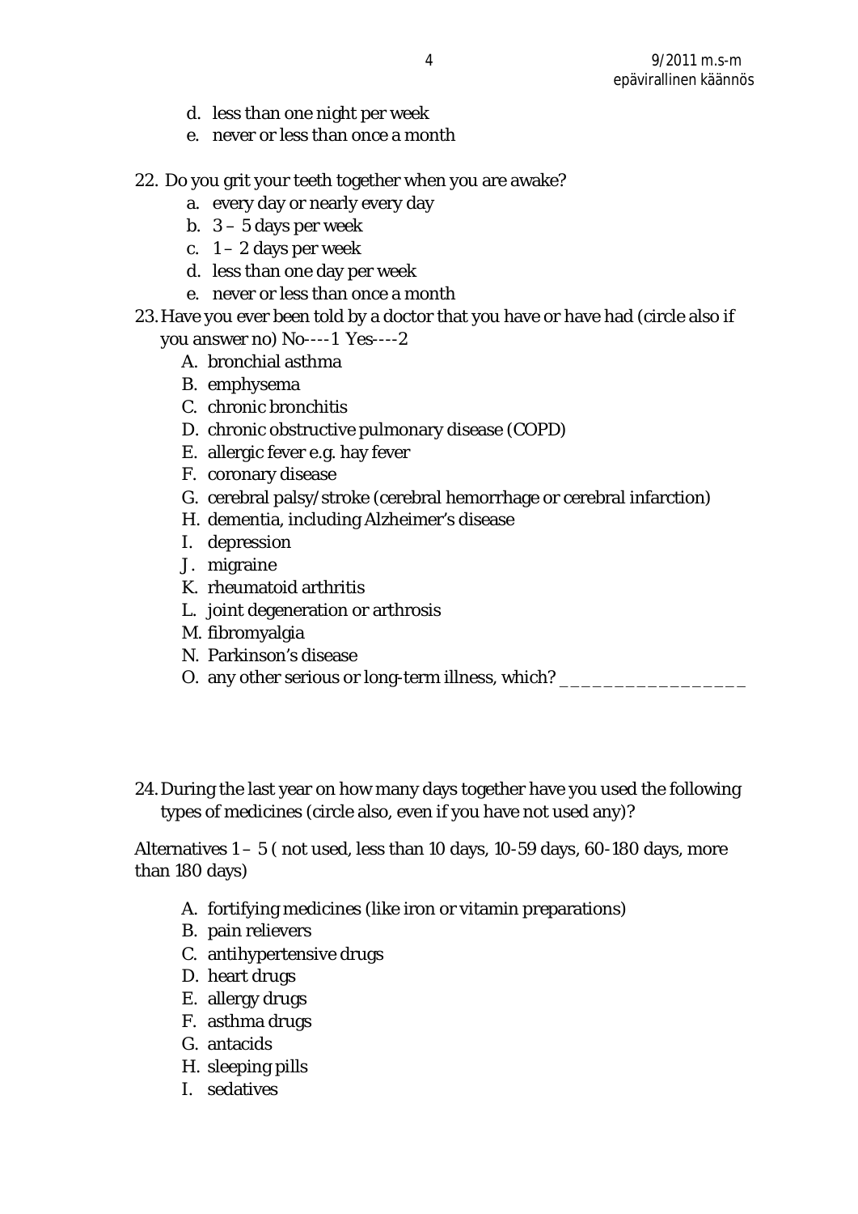d. less than one night per week
e. never or less than once a month

22. Do you grit your teeth together when you are awake?
    a. every day or nearly every day
    b. 3 – 5 days per week
    c. 1 – 2 days per week
    d. less than one day per week
    e. never or less than once a month

23. Have you ever been told by a doctor that you have or have had (circle also if you answer no) No----1 Yes----2
    A. bronchial asthma
    B. emphysema
    C. chronic bronchitis
    D. chronic obstructive pulmonary disease (COPD)
    E. allergic fever e.g. hay fever
    F. coronary disease
    G. cerebral palsy/stroke (cerebral hemorrhage or cerebral infarction)
    H. dementia, including Alzheimer's disease
    I. depression
    J. migraine
    K. rheumatoid arthritis
    L. joint degeneration or arthrosis
    M. fibromyalgia
    N. Parkinson's disease
    O. any other serious or long-term illness, which? _________________

24. During the last year on how many days together have you used the following types of medicines (circle also, even if you have not used any)?

Alternatives 1 – 5 ( not used, less than 10 days, 10-59 days, 60-180 days, more than 180 days)

A. fortifying medicines (like iron or vitamin preparations)
B. pain relievers
C. antihypertensive drugs
D. heart drugs
E. allergy drugs
F. asthma drugs
G. antacids
H. sleeping pills
I. sedatives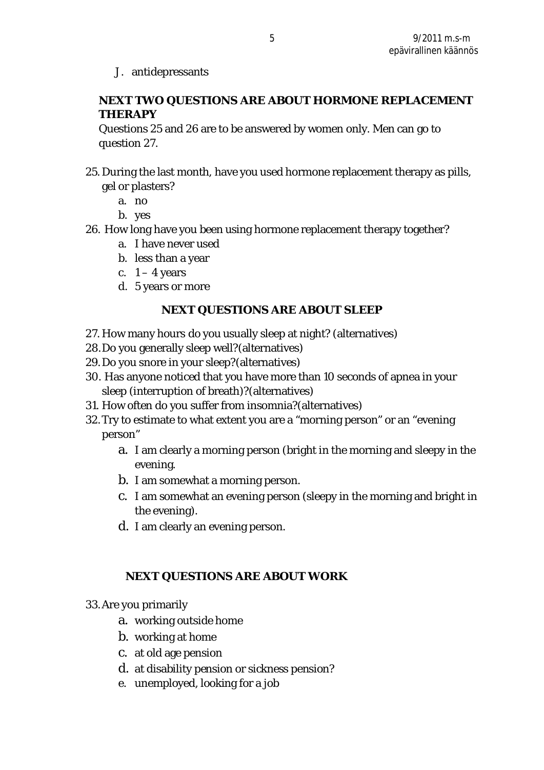J. antidepressants

**NEXT TWO QUESTIONS ARE ABOUT HORMONE REPLACEMENT THERAPY**

Questions 25 and 26 are to be answered by women only. Men can go to question 27.

25. During the last month, have you used hormone replacement therapy as pills, gel or plasters?
    a. no
    b. yes
26. How long have you been using hormone replacement therapy together?
    a. I have never used
    b. less than a year
    c. 1 – 4 years
    d. 5 years or more

**NEXT QUESTIONS ARE ABOUT SLEEP**

27. How many hours do you usually sleep at night? (alternatives)
28. Do you generally sleep well?(alternatives)
29. Do you snore in your sleep?(alternatives)
30. Has anyone noticed that you have more than 10 seconds of apnea in your sleep (interruption of breath)?(alternatives)
31. How often do you suffer from insomnia?(alternatives)
32. Try to estimate to what extent you are a "morning person" or an "evening person"
    a. I am clearly a morning person (bright in the morning and sleepy in the evening.
    b. I am somewhat a morning person.
    c. I am somewhat an evening person (sleepy in the morning and bright in the evening).
    d. I am clearly an evening person.

**NEXT QUESTIONS ARE ABOUT WORK**

33. Are you primarily
    a. working outside home
    b. working at home
    c. at old age pension
    d. at disability pension or sickness pension?
    e. unemployed, looking for a job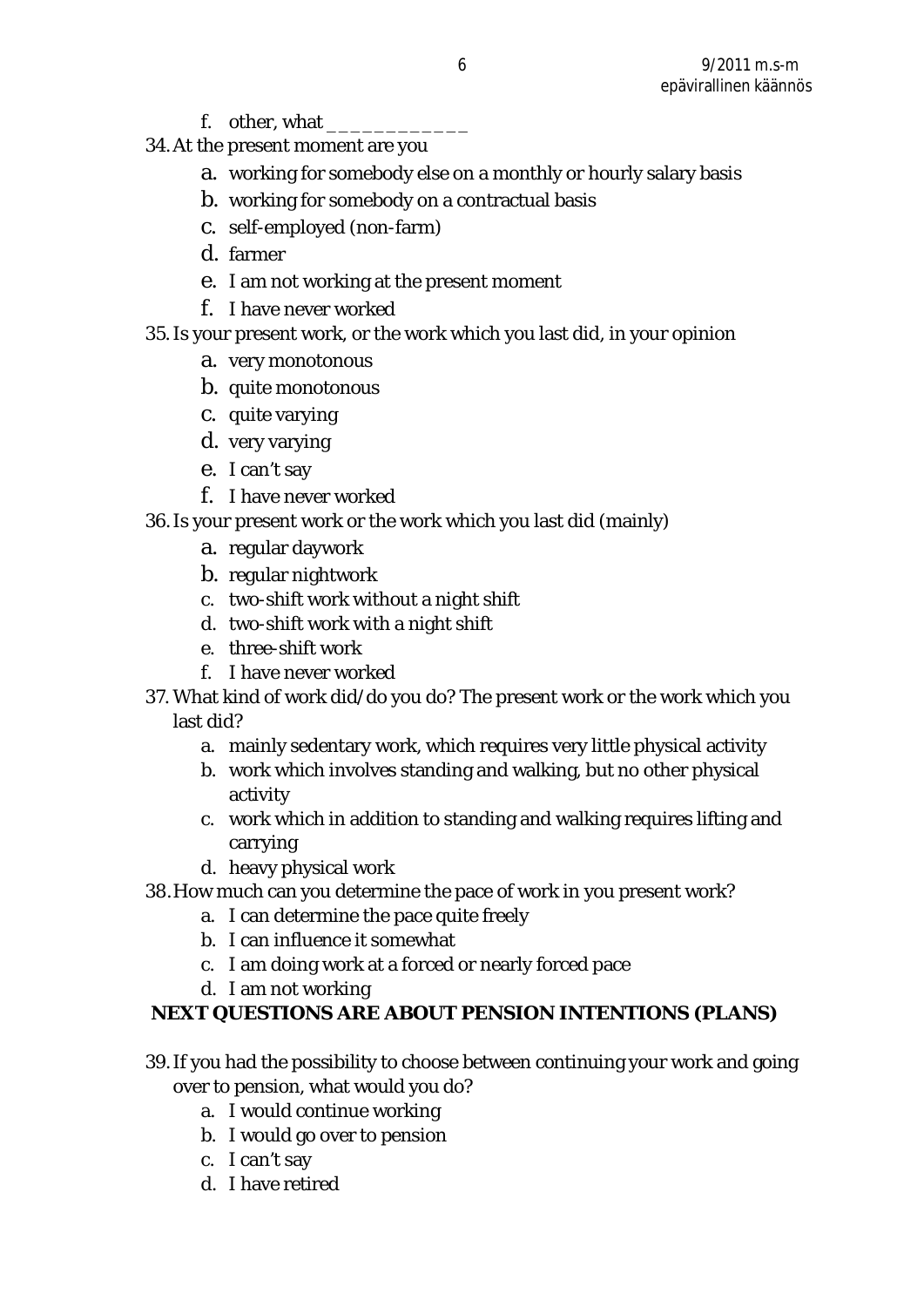f. other, what ____________

34. At the present moment are you
    a. working for somebody else on a monthly or hourly salary basis
    b. working for somebody on a contractual basis
    c. self-employed (non-farm)
    d. farmer
    e. I am not working at the present moment
    f. I have never worked

35. Is your present work, or the work which you last did, in your opinion
    a. very monotonous
    b. quite monotonous
    c. quite varying
    d. very varying
    e. I can't say
    f. I have never worked

36. Is your present work or the work which you last did (mainly)
    a. regular daywork
    b. regular nightwork
    c. two-shift work without a night shift
    d. two-shift work with a night shift
    e. three-shift work
    f. I have never worked

37. What kind of work did/do you do? The present work or the work which you last did?
    a. mainly sedentary work, which requires very little physical activity
    b. work which involves standing and walking, but no other physical activity
    c. work which in addition to standing and walking requires lifting and carrying
    d. heavy physical work

38. How much can you determine the pace of work in you present work?
    a. I can determine the pace quite freely
    b. I can influence it somewhat
    c. I am doing work at a forced or nearly forced pace
    d. I am not working

**NEXT QUESTIONS ARE ABOUT PENSION INTENTIONS (PLANS)**

39. If you had the possibility to choose between continuing your work and going over to pension, what would you do?
    a. I would continue working
    b. I would go over to pension
    c. I can't say
    d. I have retired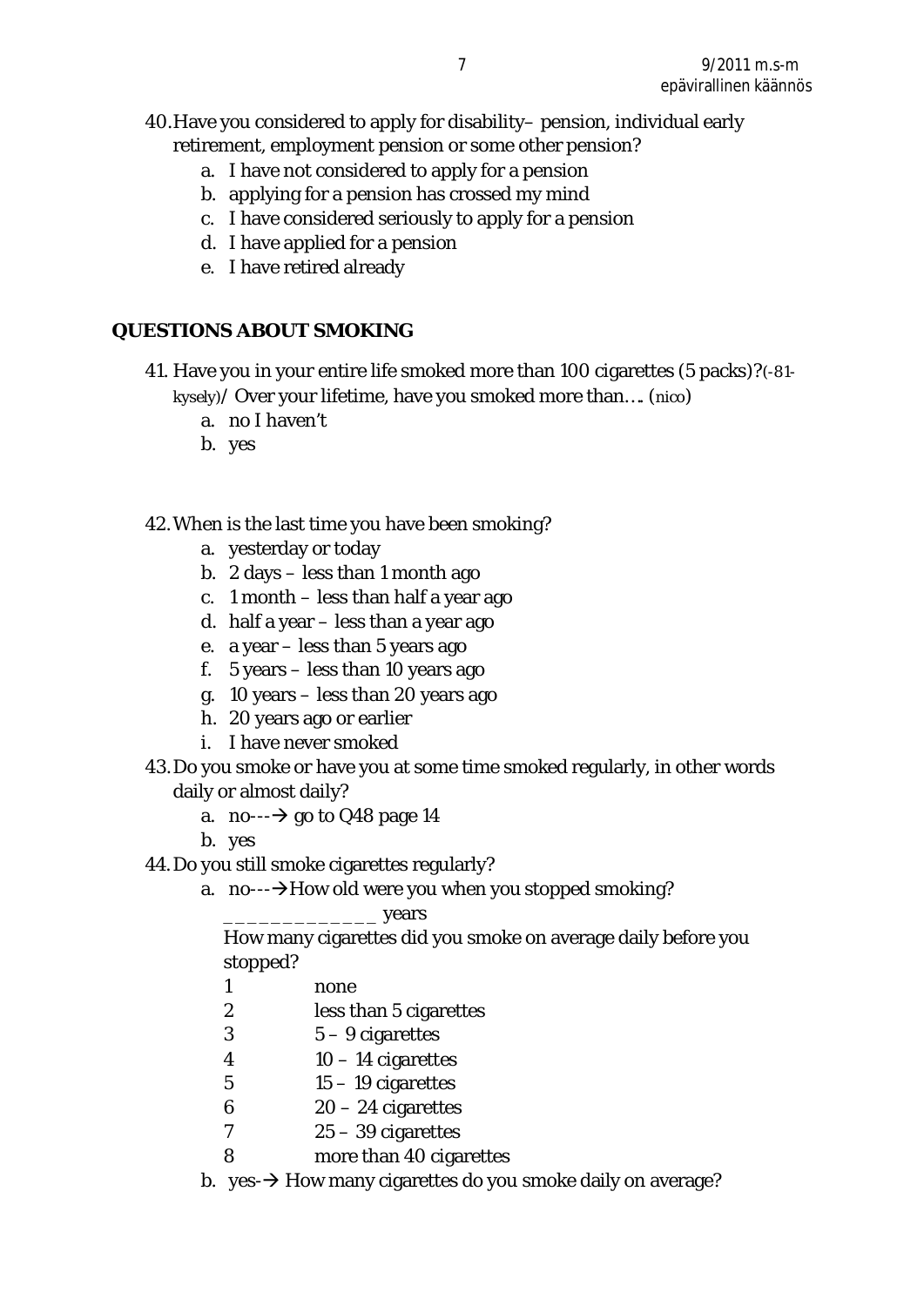40. Have you considered to apply for disability– pension, individual early retirement, employment pension or some other pension?
    a. I have not considered to apply for a pension
    b. applying for a pension has crossed my mind
    c. I have considered seriously to apply for a pension
    d. I have applied for a pension
    e. I have retired already

## QUESTIONS ABOUT SMOKING

41. Have you in your entire life smoked more than 100 cigarettes (5 packs)?(-81-kysely)/ Over your lifetime, have you smoked more than…. (nico)
    a. no I haven't
    b. yes

42. When is the last time you have been smoking?
    a. yesterday or today
    b. 2 days – less than 1 month ago
    c. 1 month – less than half a year ago
    d. half a year – less than a year ago
    e. a year – less than 5 years ago
    f. 5 years – less than 10 years ago
    g. 10 years – less than 20 years ago
    h. 20 years ago or earlier
    i. I have never smoked
43. Do you smoke or have you at some time smoked regularly, in other words daily or almost daily?
    a. no---→ go to Q48 page 14
    b. yes
44. Do you still smoke cigarettes regularly?
    a. no---→How old were you when you stopped smoking?
       _____________ years
       How many cigarettes did you smoke on average daily before you stopped?
       1 none
       2 less than 5 cigarettes
       3 5 – 9 cigarettes
       4 10 – 14 cigarettes
       5 15 – 19 cigarettes
       6 20 – 24 cigarettes
       7 25 – 39 cigarettes
       8 more than 40 cigarettes
    b. yes-→ How many cigarettes do you smoke daily on average?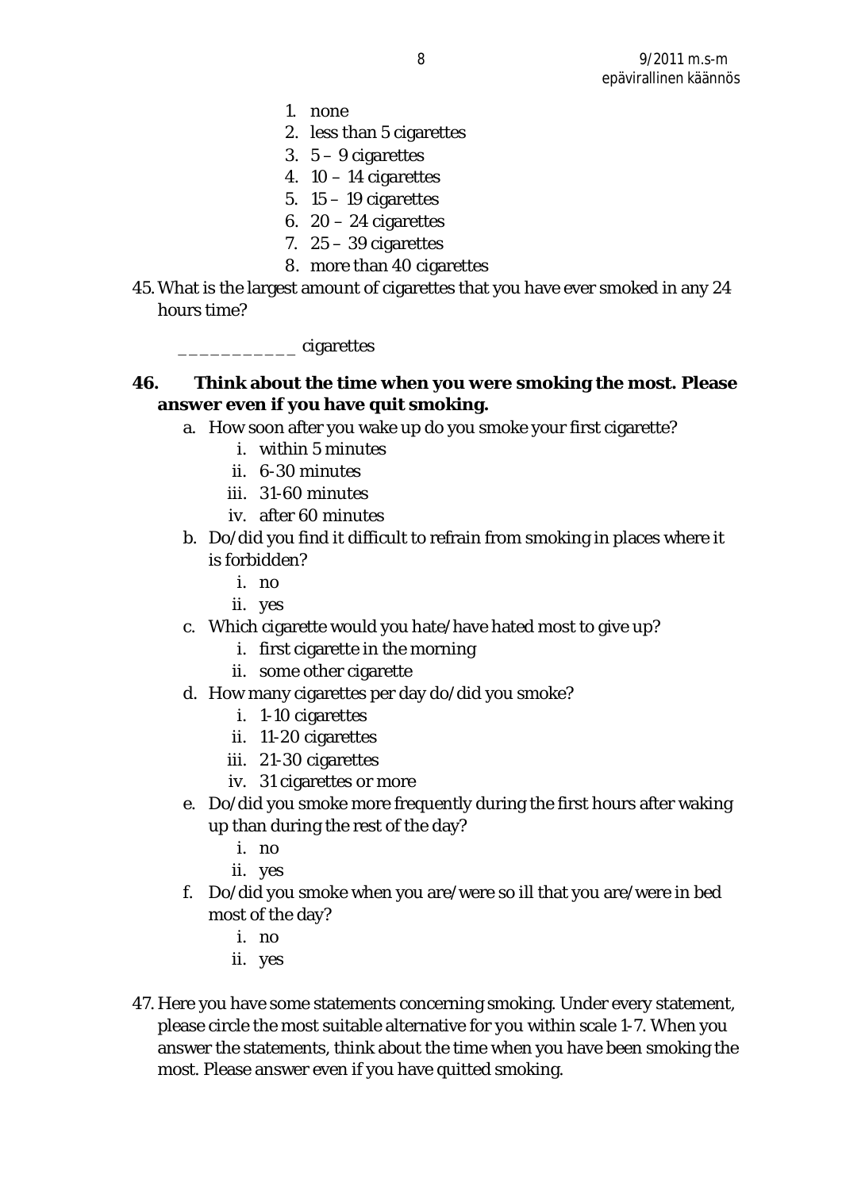1. none
2. less than 5 cigarettes
3. 5 – 9 cigarettes
4. 10 – 14 cigarettes
5. 15 – 19 cigarettes
6. 20 – 24 cigarettes
7. 25 – 39 cigarettes
8. more than 40 cigarettes

45. What is the largest amount of cigarettes that you have ever smoked in any 24 hours time?

    ___________ cigarettes

**46. Think about the time when you were smoking the most. Please answer even if you have quit smoking.**

a. How soon after you wake up do you smoke your first cigarette?
    i. within 5 minutes
    ii. 6-30 minutes
    iii. 31-60 minutes
    iv. after 60 minutes
b. Do/did you find it difficult to refrain from smoking in places where it is forbidden?
    i. no
    ii. yes
c. Which cigarette would you hate/have hated most to give up?
    i. first cigarette in the morning
    ii. some other cigarette
d. How many cigarettes per day do/did you smoke?
    i. 1-10 cigarettes
    ii. 11-20 cigarettes
    iii. 21-30 cigarettes
    iv. 31 cigarettes or more
e. Do/did you smoke more frequently during the first hours after waking up than during the rest of the day?
    i. no
    ii. yes
f. Do/did you smoke when you are/were so ill that you are/were in bed most of the day?
    i. no
    ii. yes

47. Here you have some statements concerning smoking. Under every statement, please circle the most suitable alternative for you within scale 1-7. When you answer the statements, think about the time when you have been smoking the most. Please answer even if you have quitted smoking.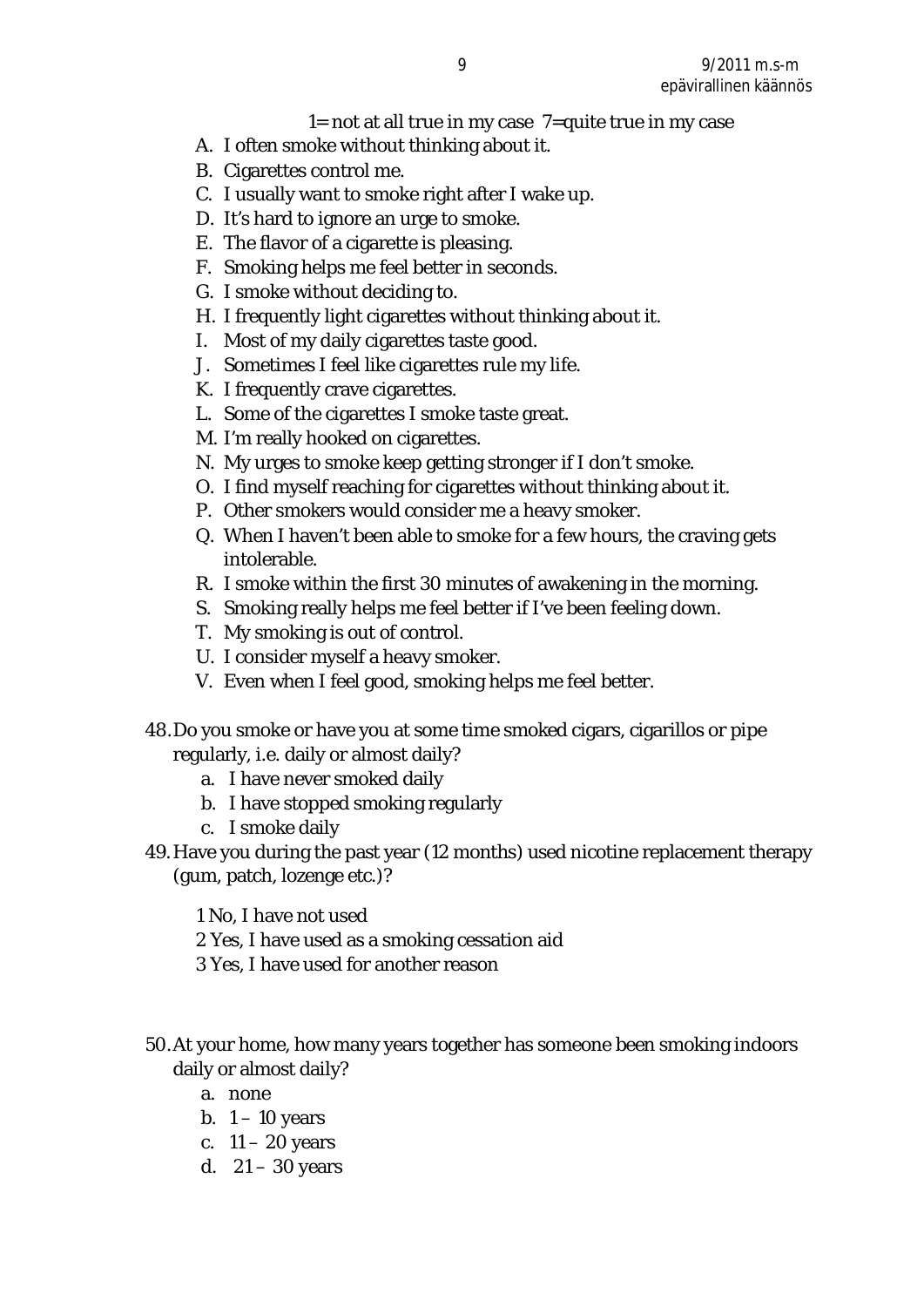1= not at all true in my case  7=quite true in my case

A. I often smoke without thinking about it.
B. Cigarettes control me.
C. I usually want to smoke right after I wake up.
D. It's hard to ignore an urge to smoke.
E. The flavor of a cigarette is pleasing.
F. Smoking helps me feel better in seconds.
G. I smoke without deciding to.
H. I frequently light cigarettes without thinking about it.
I. Most of my daily cigarettes taste good.
J. Sometimes I feel like cigarettes rule my life.
K. I frequently crave cigarettes.
L. Some of the cigarettes I smoke taste great.
M. I'm really hooked on cigarettes.
N. My urges to smoke keep getting stronger if I don't smoke.
O. I find myself reaching for cigarettes without thinking about it.
P. Other smokers would consider me a heavy smoker.
Q. When I haven't been able to smoke for a few hours, the craving gets intolerable.
R. I smoke within the first 30 minutes of awakening in the morning.
S. Smoking really helps me feel better if I've been feeling down.
T. My smoking is out of control.
U. I consider myself a heavy smoker.
V. Even when I feel good, smoking helps me feel better.

48. Do you smoke or have you at some time smoked cigars, cigarillos or pipe regularly, i.e. daily or almost daily?
    a. I have never smoked daily
    b. I have stopped smoking regularly
    c. I smoke daily

49. Have you during the past year (12 months) used nicotine replacement therapy (gum, patch, lozenge etc.)?

    1 No, I have not used
    2 Yes, I have used as a smoking cessation aid
    3 Yes, I have used for another reason

50. At your home, how many years together has someone been smoking indoors daily or almost daily?
    a. none
    b. 1 – 10 years
    c. 11 – 20 years
    d. 21 – 30 years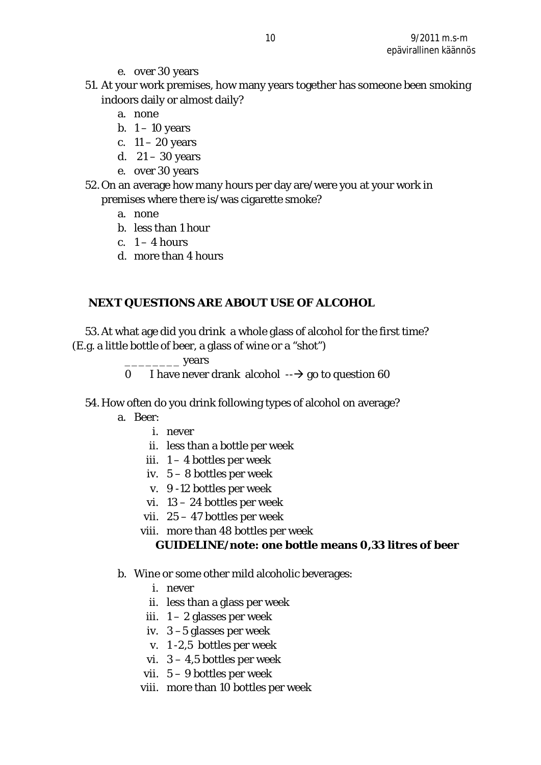e. over 30 years

51. At your work premises, how many years together has someone been smoking indoors daily or almost daily?
    a. none
    b. 1 – 10 years
    c. 11 – 20 years
    d. 21 – 30 years
    e. over 30 years
52. On an average how many hours per day are/were you at your work in premises where there is/was cigarette smoke?
    a. none
    b. less than 1 hour
    c. 1 – 4 hours
    d. more than 4 hours

**NEXT QUESTIONS ARE ABOUT USE OF ALCOHOL**

53. At what age did you drink a whole glass of alcohol for the first time? (E.g. a little bottle of beer, a glass of wine or a "shot")

    ________ years

    0 I have never drank alcohol --→ go to question 60

54. How often do you drink following types of alcohol on average?
    a. Beer:
        i. never
        ii. less than a bottle per week
        iii. 1 – 4 bottles per week
        iv. 5 – 8 bottles per week
        v. 9 -12 bottles per week
        vi. 13 – 24 bottles per week
        vii. 25 – 47 bottles per week
        viii. more than 48 bottles per week

        **GUIDELINE/note: one bottle means 0,33 litres of beer**

    b. Wine or some other mild alcoholic beverages:
        i. never
        ii. less than a glass per week
        iii. 1 – 2 glasses per week
        iv. 3 – 5 glasses per week
        v. 1 -2,5 bottles per week
        vi. 3 – 4,5 bottles per week
        vii. 5 – 9 bottles per week
        viii. more than 10 bottles per week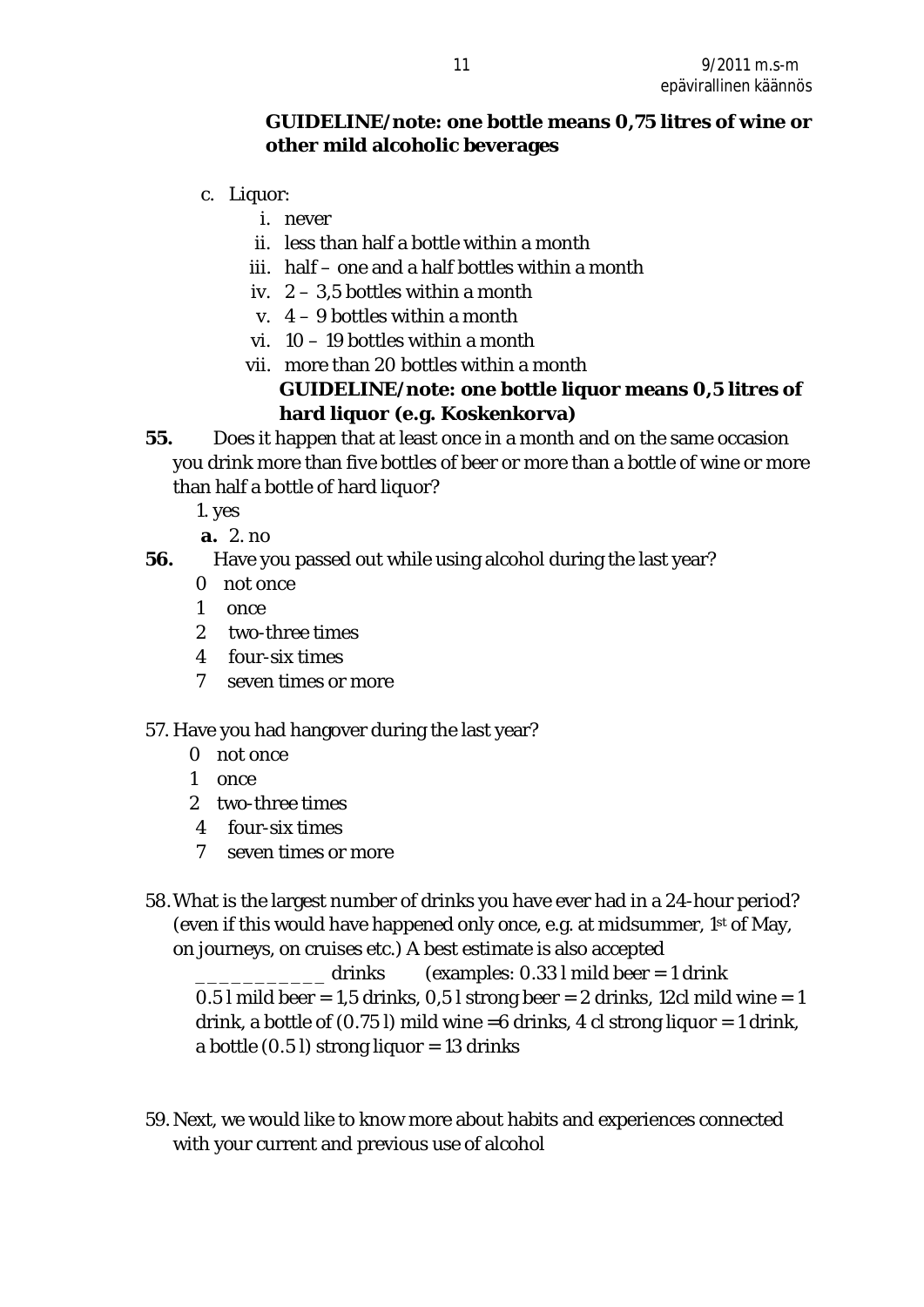**GUIDELINE/note: one bottle means 0,75 litres of wine or other mild alcoholic beverages**

c. Liquor:
   i. never
   ii. less than half a bottle within a month
   iii. half – one and a half bottles within a month
   iv. 2 – 3,5 bottles within a month
   v. 4 – 9 bottles within a month
   vi. 10 – 19 bottles within a month
   vii. more than 20 bottles within a month

   **GUIDELINE/note: one bottle liquor means 0,5 litres of hard liquor (e.g. Koskenkorva)**

**55.** Does it happen that at least once in a month and on the same occasion you drink more than five bottles of beer or more than a bottle of wine or more than half a bottle of hard liquor?

1. yes

**a.** 2. no

**56.** Have you passed out while using alcohol during the last year?

0 not once
1 once
2 two-three times
4 four-six times
7 seven times or more

57. Have you had hangover during the last year?

0 not once
1 once
2 two-three times
4 four-six times
7 seven times or more

58. What is the largest number of drinks you have ever had in a 24-hour period? (even if this would have happened only once, e.g. at midsummer, 1st of May, on journeys, on cruises etc.) A best estimate is also accepted

___________ drinks (examples: 0.33 l mild beer = 1 drink 0.5 l mild beer = 1,5 drinks, 0,5 l strong beer = 2 drinks, 12cl mild wine = 1 drink, a bottle of (0.75 l) mild wine =6 drinks, 4 cl strong liquor = 1 drink, a bottle (0.5 l) strong liquor = 13 drinks

59. Next, we would like to know more about habits and experiences connected with your current and previous use of alcohol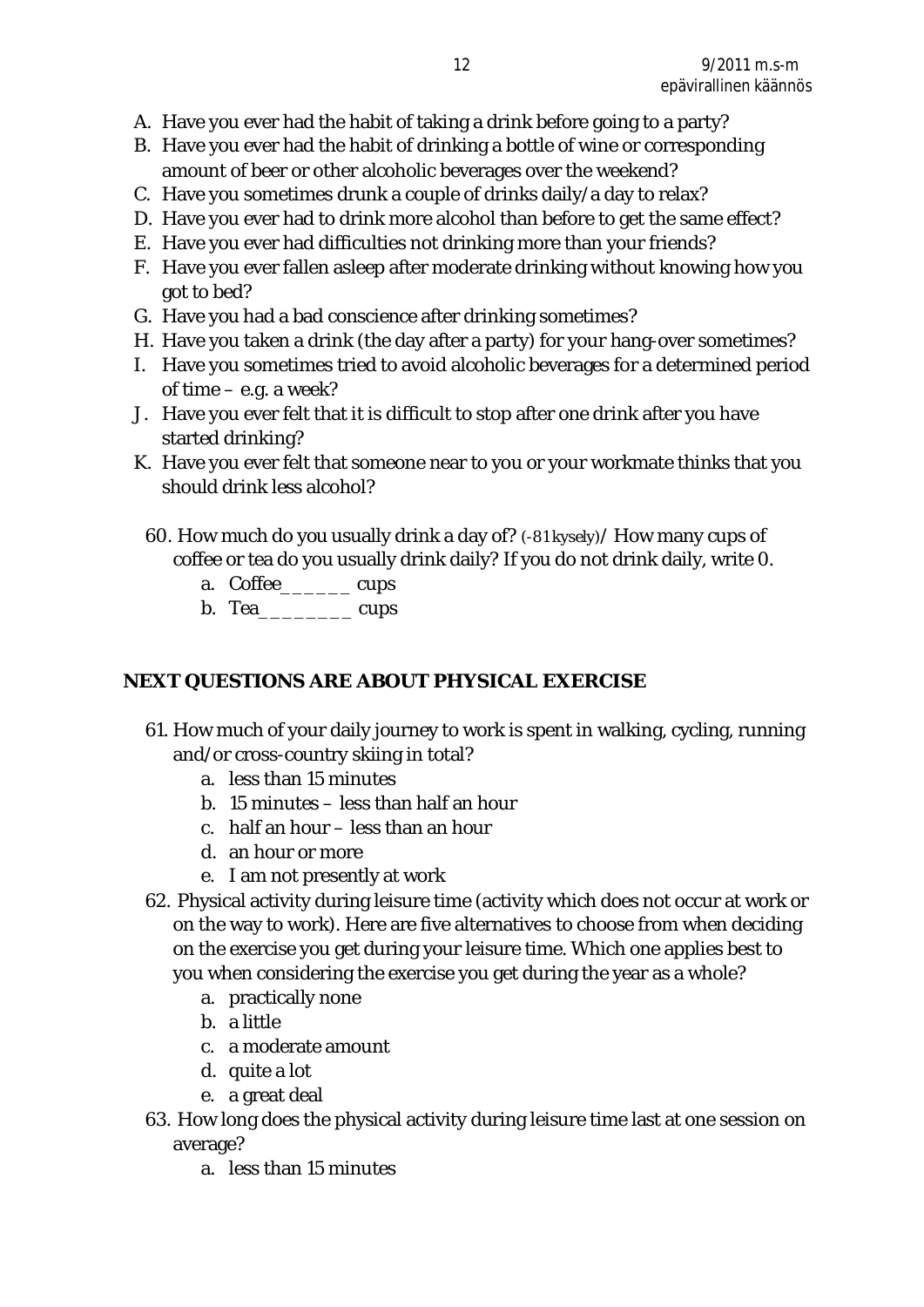A. Have you ever had the habit of taking a drink before going to a party?
B. Have you ever had the habit of drinking a bottle of wine or corresponding amount of beer or other alcoholic beverages over the weekend?
C. Have you sometimes drunk a couple of drinks daily/a day to relax?
D. Have you ever had to drink more alcohol than before to get the same effect?
E. Have you ever had difficulties not drinking more than your friends?
F. Have you ever fallen asleep after moderate drinking without knowing how you got to bed?
G. Have you had a bad conscience after drinking sometimes?
H. Have you taken a drink (the day after a party) for your hang-over sometimes?
I. Have you sometimes tried to avoid alcoholic beverages for a determined period of time – e.g. a week?
J. Have you ever felt that it is difficult to stop after one drink after you have started drinking?
K. Have you ever felt that someone near to you or your workmate thinks that you should drink less alcohol?

60. How much do you usually drink a day of? (-81 kysely)/ How many cups of coffee or tea do you usually drink daily? If you do not drink daily, write 0.
    a. Coffee______ cups
    b. Tea________ cups

## NEXT QUESTIONS ARE ABOUT PHYSICAL EXERCISE

61. How much of your daily journey to work is spent in walking, cycling, running and/or cross-country skiing in total?
    a. less than 15 minutes
    b. 15 minutes – less than half an hour
    c. half an hour – less than an hour
    d. an hour or more
    e. I am not presently at work
62. Physical activity during leisure time (activity which does not occur at work or on the way to work). Here are five alternatives to choose from when deciding on the exercise you get during your leisure time. Which one applies best to you when considering the exercise you get during the year as a whole?
    a. practically none
    b. a little
    c. a moderate amount
    d. quite a lot
    e. a great deal
63. How long does the physical activity during leisure time last at one session on average?
    a. less than 15 minutes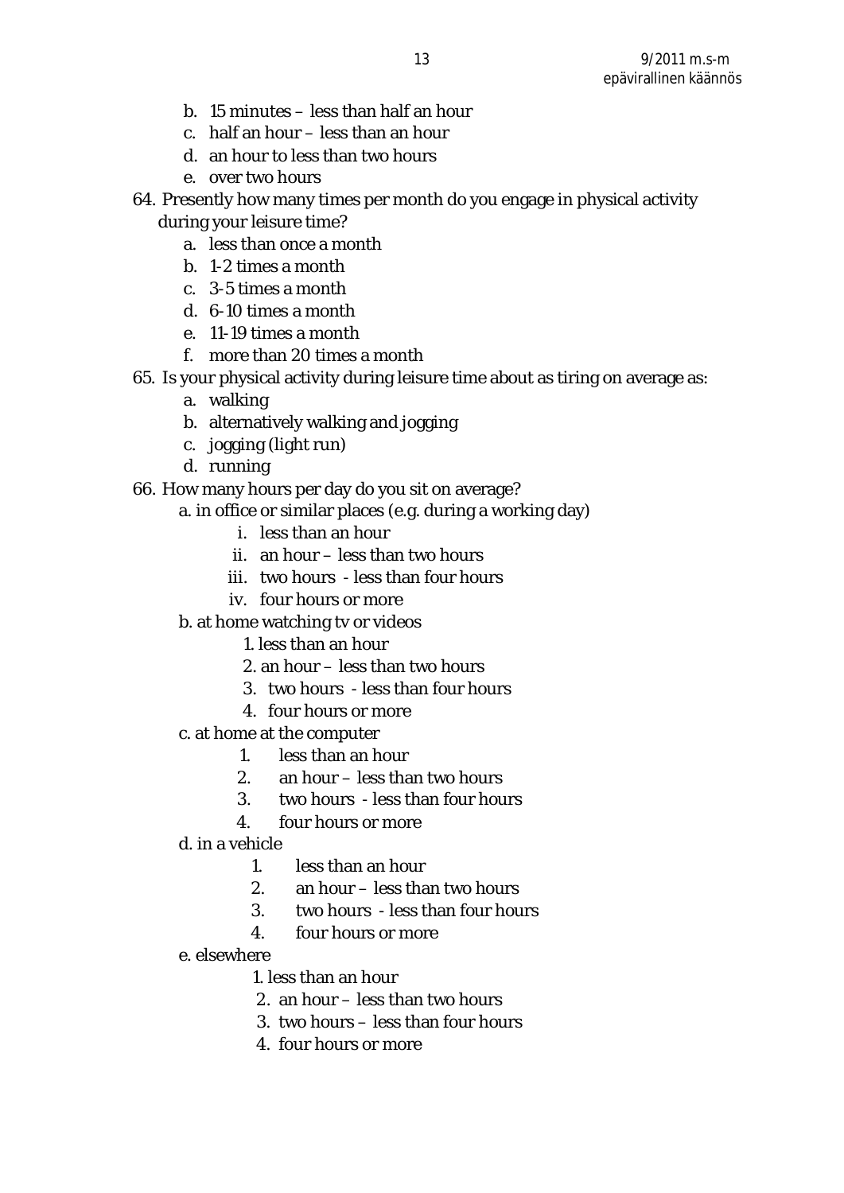b. 15 minutes – less than half an hour
  c. half an hour – less than an hour
  d. an hour to less than two hours
  e. over two hours

64. Presently how many times per month do you engage in physical activity during your leisure time?
    a. less than once a month
    b. 1-2 times a month
    c. 3-5 times a month
    d. 6-10 times a month
    e. 11-19 times a month
    f. more than 20 times a month

65. Is your physical activity during leisure time about as tiring on average as:
    a. walking
    b. alternatively walking and jogging
    c. jogging (light run)
    d. running

66. How many hours per day do you sit on average?
    a. in office or similar places (e.g. during a working day)
        i. less than an hour
        ii. an hour – less than two hours
        iii. two hours - less than four hours
        iv. four hours or more
    b. at home watching tv or videos
        1. less than an hour
        2. an hour – less than two hours
        3. two hours - less than four hours
        4. four hours or more
    c. at home at the computer
        1. less than an hour
        2. an hour – less than two hours
        3. two hours - less than four hours
        4. four hours or more
    d. in a vehicle
        1. less than an hour
        2. an hour – less than two hours
        3. two hours - less than four hours
        4. four hours or more
    e. elsewhere
        1. less than an hour
        2. an hour – less than two hours
        3. two hours – less than four hours
        4. four hours or more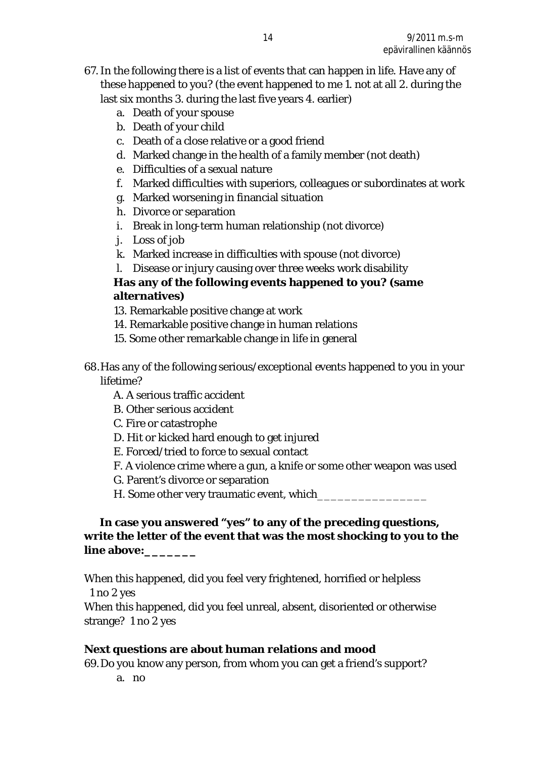67. In the following there is a list of events that can happen in life. Have any of these happened to you? (the event happened to me 1. not at all 2. during the last six months 3. during the last five years 4. earlier)
    a. Death of your spouse
    b. Death of your child
    c. Death of a close relative or a good friend
    d. Marked change in the health of a family member (not death)
    e. Difficulties of a sexual nature
    f. Marked difficulties with superiors, colleagues or subordinates at work
    g. Marked worsening in financial situation
    h. Divorce or separation
    i. Break in long-term human relationship (not divorce)
    j. Loss of job
    k. Marked increase in difficulties with spouse (not divorce)
    l. Disease or injury causing over three weeks work disability

    **Has any of the following events happened to you? (same alternatives)**

    13. Remarkable positive change at work
    14. Remarkable positive change in human relations
    15. Some other remarkable change in life in general

68. Has any of the following serious/exceptional events happened to you in your lifetime?
    A. A serious traffic accident
    B. Other serious accident
    C. Fire or catastrophe
    D. Hit or kicked hard enough to get injured
    E. Forced/tried to force to sexual contact
    F. A violence crime where a gun, a knife or some other weapon was used
    G. Parent's divorce or separation
    H. Some other very traumatic event, which________________

**In case you answered "yes" to any of the preceding questions, write the letter of the event that was the most shocking to you to the line above:_______**

When this happened, did you feel very frightened, horrified or helpless
1 no 2 yes

When this happened, did you feel unreal, absent, disoriented or otherwise strange? 1 no 2 yes

**Next questions are about human relations and mood**

69. Do you know any person, from whom you can get a friend's support?
    a. no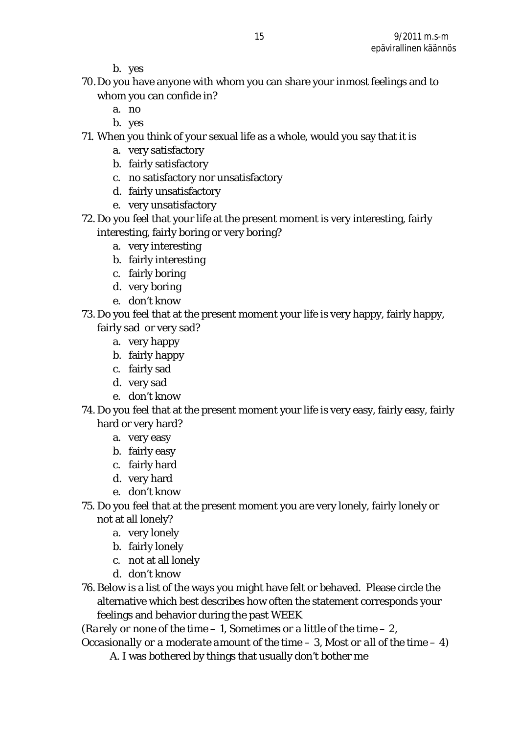b. yes

70. Do you have anyone with whom you can share your inmost feelings and to whom you can confide in?
    a. no
    b. yes
71. When you think of your sexual life as a whole, would you say that it is
    a. very satisfactory
    b. fairly satisfactory
    c. no satisfactory nor unsatisfactory
    d. fairly unsatisfactory
    e. very unsatisfactory
72. Do you feel that your life at the present moment is very interesting, fairly interesting, fairly boring or very boring?
    a. very interesting
    b. fairly interesting
    c. fairly boring
    d. very boring
    e. don't know
73. Do you feel that at the present moment your life is very happy, fairly happy, fairly sad or very sad?
    a. very happy
    b. fairly happy
    c. fairly sad
    d. very sad
    e. don't know
74. Do you feel that at the present moment your life is very easy, fairly easy, fairly hard or very hard?
    a. very easy
    b. fairly easy
    c. fairly hard
    d. very hard
    e. don't know
75. Do you feel that at the present moment you are very lonely, fairly lonely or not at all lonely?
    a. very lonely
    b. fairly lonely
    c. not at all lonely
    d. don't know
76. Below is a list of the ways you might have felt or behaved. Please circle the alternative which best describes how often the statement corresponds your feelings and behavior during the past WEEK

*(Rarely or none of the time – 1, Sometimes or a little of the time – 2, Occasionally or a moderate amount of the time – 3, Most or all of the time – 4)*

A. I was bothered by things that usually don't bother me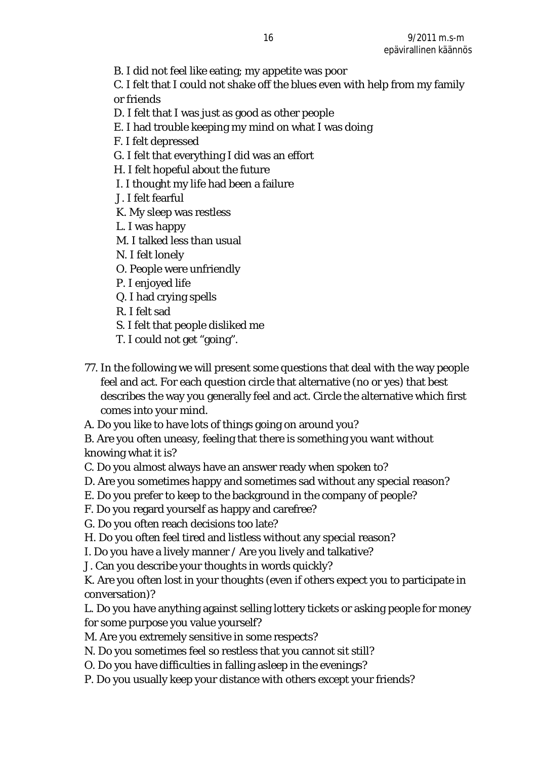B. I did not feel like eating; my appetite was poor

C. I felt that I could not shake off the blues even with help from my family or friends

D. I felt that I was just as good as other people

E. I had trouble keeping my mind on what I was doing

F. I felt depressed

G. I felt that everything I did was an effort

H. I felt hopeful about the future

I. I thought my life had been a failure

J. I felt fearful

K. My sleep was restless

L. I was happy

M. I talked less than usual

N. I felt lonely

O. People were unfriendly

P. I enjoyed life

Q. I had crying spells

R. I felt sad

S. I felt that people disliked me

T. I could not get "going".

77. In the following we will present some questions that deal with the way people feel and act. For each question circle that alternative (no or yes) that best describes the way you generally feel and act. Circle the alternative which first comes into your mind.

A. Do you like to have lots of things going on around you?

B. Are you often uneasy, feeling that there is something you want without knowing what it is?

C. Do you almost always have an answer ready when spoken to?

D. Are you sometimes happy and sometimes sad without any special reason?

E. Do you prefer to keep to the background in the company of people?

F. Do you regard yourself as happy and carefree?

G. Do you often reach decisions too late?

H. Do you often feel tired and listless without any special reason?

I. Do you have a lively manner / Are you lively and talkative?

J. Can you describe your thoughts in words quickly?

K. Are you often lost in your thoughts (even if others expect you to participate in conversation)?

L. Do you have anything against selling lottery tickets or asking people for money for some purpose you value yourself?

M. Are you extremely sensitive in some respects?

N. Do you sometimes feel so restless that you cannot sit still?

O. Do you have difficulties in falling asleep in the evenings?

P. Do you usually keep your distance with others except your friends?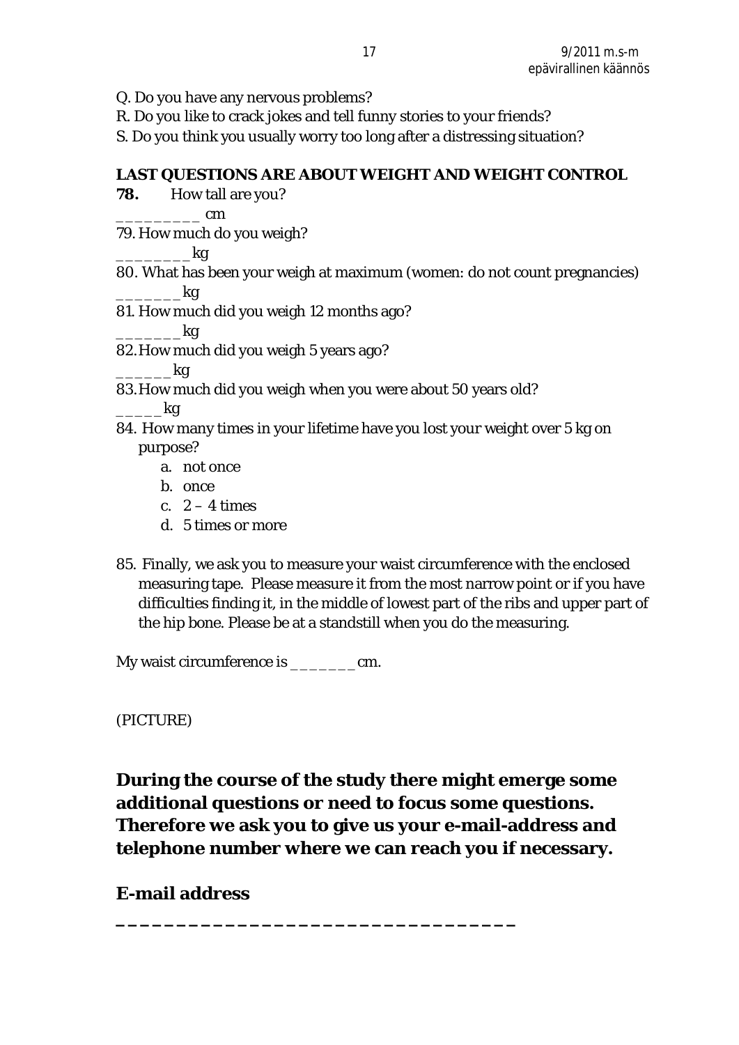Q. Do you have any nervous problems?

R. Do you like to crack jokes and tell funny stories to your friends?

S. Do you think you usually worry too long after a distressing situation?

**LAST QUESTIONS ARE ABOUT WEIGHT AND WEIGHT CONTROL**

**78.** How tall are you?

_________ cm

79. How much do you weigh?

________ kg

80. What has been your weigh at maximum (women: do not count pregnancies)

_______ kg

81. How much did you weigh 12 months ago?

_______ kg

82. How much did you weigh 5 years ago?

______ kg

83. How much did you weigh when you were about 50 years old?

_____ kg

84. How many times in your lifetime have you lost your weight over 5 kg on purpose?

   a. not once
   b. once
   c. 2 – 4 times
   d. 5 times or more

85. Finally, we ask you to measure your waist circumference with the enclosed measuring tape. Please measure it from the most narrow point or if you have difficulties finding it, in the middle of lowest part of the ribs and upper part of the hip bone. Please be at a standstill when you do the measuring.

My waist circumference is _______ cm.

(PICTURE)

**During the course of the study there might emerge some additional questions or need to focus some questions. Therefore we ask you to give us your e-mail-address and telephone number where we can reach you if necessary.**

**E-mail address**

**__________________________________**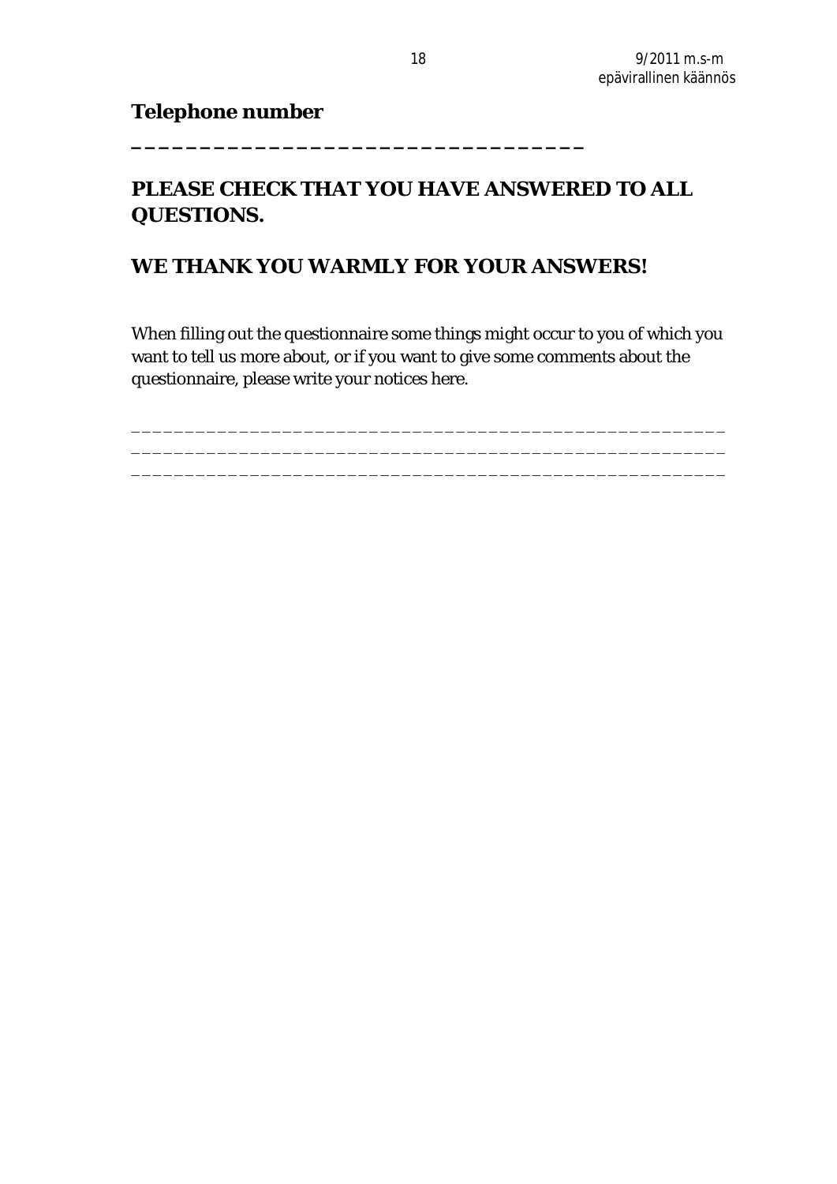**Telephone number**

________________________________

## PLEASE CHECK THAT YOU HAVE ANSWERED TO ALL QUESTIONS.

## WE THANK YOU WARMLY FOR YOUR ANSWERS!

When filling out the questionnaire some things might occur to you of which you want to tell us more about, or if you want to give some comments about the questionnaire, please write your notices here.

_______________________________________________________
_______________________________________________________
_______________________________________________________